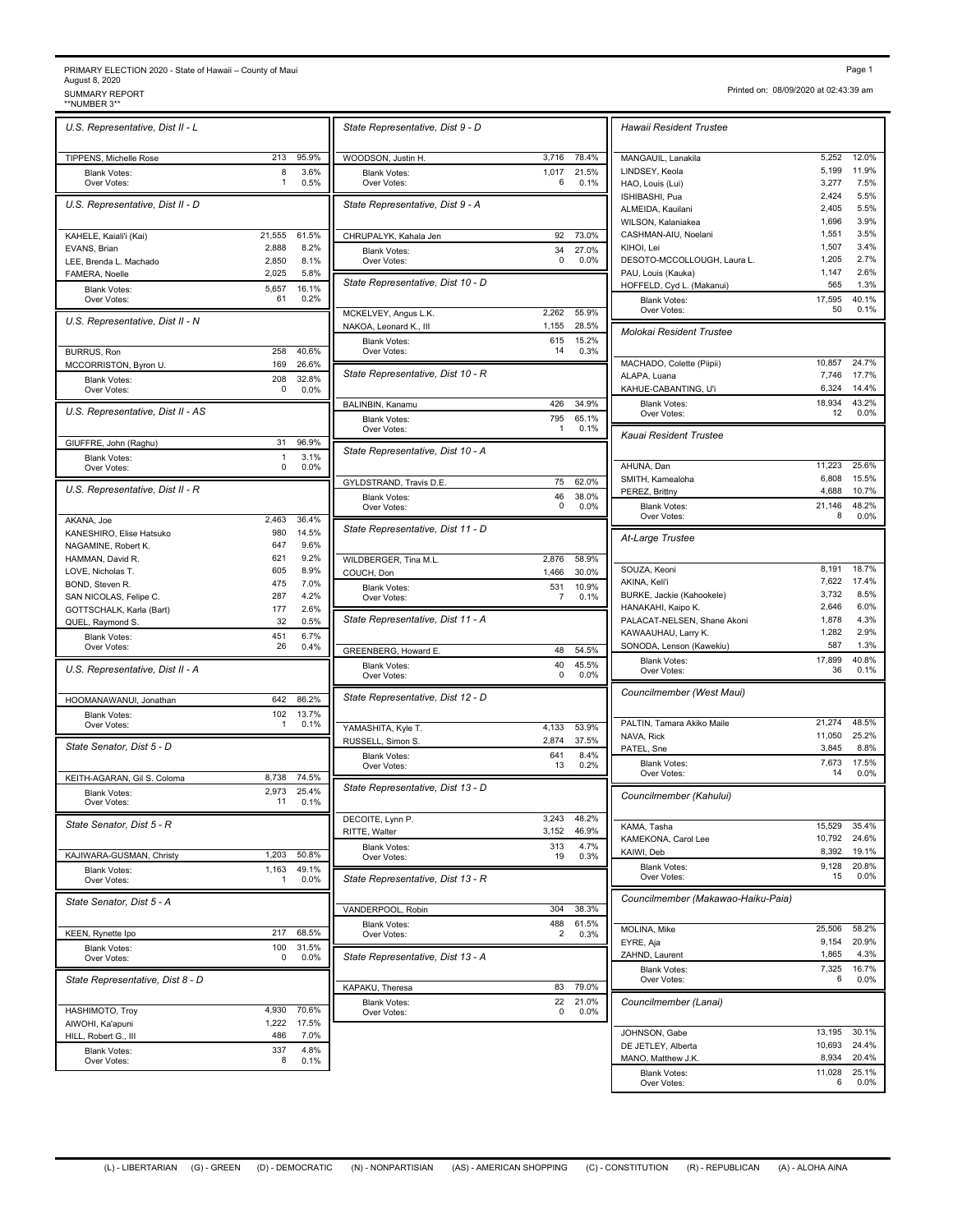PRIMARY ELECTION 2020 - State of Hawaii – County of Maui
August 8, 2020
SUMMARY REPORT
**NUMBER 3**

Printed on: 08/09/2020 at 02:43:39 am

### U.S. Representative, Dist II - L

| Candidate | Votes | % |
|---|---|---|
| TIPPENS, Michelle Rose | 213 | 95.9% |
| Blank Votes: | 8 | 3.6% |
| Over Votes: | 1 | 0.5% |

### U.S. Representative, Dist II - D

| Candidate | Votes | % |
|---|---|---|
| KAHELE, Kaiali'i (Kai) | 21,555 | 61.5% |
| EVANS, Brian | 2,888 | 8.2% |
| LEE, Brenda L. Machado | 2,850 | 8.1% |
| FAMERA, Noelle | 2,025 | 5.8% |
| Blank Votes: | 5,657 | 16.1% |
| Over Votes: | 61 | 0.2% |

### U.S. Representative, Dist II - N

| Candidate | Votes | % |
|---|---|---|
| BURRUS, Ron | 258 | 40.6% |
| MCCORRISTON, Byron U. | 169 | 26.6% |
| Blank Votes: | 208 | 32.8% |
| Over Votes: | 0 | 0.0% |

### U.S. Representative, Dist II - AS

| Candidate | Votes | % |
|---|---|---|
| GIUFFRE, John (Raghu) | 31 | 96.9% |
| Blank Votes: | 1 | 3.1% |
| Over Votes: | 0 | 0.0% |

### U.S. Representative, Dist II - R

| Candidate | Votes | % |
|---|---|---|
| AKANA, Joe | 2,463 | 36.4% |
| KANESHIRO, Elise Hatsuko | 980 | 14.5% |
| NAGAMINE, Robert K. | 647 | 9.6% |
| HAMMAN, David R. | 621 | 9.2% |
| LOVE, Nicholas T. | 605 | 8.9% |
| BOND, Steven R. | 475 | 7.0% |
| SAN NICOLAS, Felipe C. | 287 | 4.2% |
| GOTTSCHALK, Karla (Bart) | 177 | 2.6% |
| QUEL, Raymond S. | 32 | 0.5% |
| Blank Votes: | 451 | 6.7% |
| Over Votes: | 26 | 0.4% |

### U.S. Representative, Dist II - A

| Candidate | Votes | % |
|---|---|---|
| HOOMANAWANUI, Jonathan | 642 | 86.2% |
| Blank Votes: | 102 | 13.7% |
| Over Votes: | 1 | 0.1% |

### State Senator, Dist 5 - D

| Candidate | Votes | % |
|---|---|---|
| KEITH-AGARAN, Gil S. Coloma | 8,738 | 74.5% |
| Blank Votes: | 2,973 | 25.4% |
| Over Votes: | 11 | 0.1% |

### State Senator, Dist 5 - R

| Candidate | Votes | % |
|---|---|---|
| KAJIWARA-GUSMAN, Christy | 1,203 | 50.8% |
| Blank Votes: | 1,163 | 49.1% |
| Over Votes: | 1 | 0.0% |

### State Senator, Dist 5 - A

| Candidate | Votes | % |
|---|---|---|
| KEEN, Rynette Ipo | 217 | 68.5% |
| Blank Votes: | 100 | 31.5% |
| Over Votes: | 0 | 0.0% |

### State Representative, Dist 8 - D

| Candidate | Votes | % |
|---|---|---|
| HASHIMOTO, Troy | 4,930 | 70.6% |
| AIWOHI, Ka'apuni | 1,222 | 17.5% |
| HILL, Robert G., III | 486 | 7.0% |
| Blank Votes: | 337 | 4.8% |
| Over Votes: | 8 | 0.1% |

### State Representative, Dist 9 - D

| Candidate | Votes | % |
|---|---|---|
| WOODSON, Justin H. | 3,716 | 78.4% |
| Blank Votes: | 1,017 | 21.5% |
| Over Votes: | 6 | 0.1% |

### State Representative, Dist 9 - A

| Candidate | Votes | % |
|---|---|---|
| CHRUPALYK, Kahala Jen | 92 | 73.0% |
| Blank Votes: | 34 | 27.0% |
| Over Votes: | 0 | 0.0% |

### State Representative, Dist 10 - D

| Candidate | Votes | % |
|---|---|---|
| MCKELVEY, Angus L.K. | 2,262 | 55.9% |
| NAKOA, Leonard K., III | 1,155 | 28.5% |
| Blank Votes: | 615 | 15.2% |
| Over Votes: | 14 | 0.3% |

### State Representative, Dist 10 - R

| Candidate | Votes | % |
|---|---|---|
| BALINBIN, Kanamu | 426 | 34.9% |
| Blank Votes: | 795 | 65.1% |
| Over Votes: | 1 | 0.1% |

### State Representative, Dist 10 - A

| Candidate | Votes | % |
|---|---|---|
| GYLDSTRAND, Travis D.E. | 75 | 62.0% |
| Blank Votes: | 46 | 38.0% |
| Over Votes: | 0 | 0.0% |

### State Representative, Dist 11 - D

| Candidate | Votes | % |
|---|---|---|
| WILDBERGER, Tina M.L. | 2,876 | 58.9% |
| COUCH, Don | 1,466 | 30.0% |
| Blank Votes: | 531 | 10.9% |
| Over Votes: | 7 | 0.1% |

### State Representative, Dist 11 - A

| Candidate | Votes | % |
|---|---|---|
| GREENBERG, Howard E. | 48 | 54.5% |
| Blank Votes: | 40 | 45.5% |
| Over Votes: | 0 | 0.0% |

### State Representative, Dist 12 - D

| Candidate | Votes | % |
|---|---|---|
| YAMASHITA, Kyle T. | 4,133 | 53.9% |
| RUSSELL, Simon S. | 2,874 | 37.5% |
| Blank Votes: | 641 | 8.4% |
| Over Votes: | 13 | 0.2% |

### State Representative, Dist 13 - D

| Candidate | Votes | % |
|---|---|---|
| DECOITE, Lynn P. | 3,243 | 48.2% |
| RITTE, Walter | 3,152 | 46.9% |
| Blank Votes: | 313 | 4.7% |
| Over Votes: | 19 | 0.3% |

### State Representative, Dist 13 - R

| Candidate | Votes | % |
|---|---|---|
| VANDERPOOL, Robin | 304 | 38.3% |
| Blank Votes: | 488 | 61.5% |
| Over Votes: | 2 | 0.3% |

### State Representative, Dist 13 - A

| Candidate | Votes | % |
|---|---|---|
| KAPAKU, Theresa | 83 | 79.0% |
| Blank Votes: | 22 | 21.0% |
| Over Votes: | 0 | 0.0% |

### Hawaii Resident Trustee

| Candidate | Votes | % |
|---|---|---|
| MANGAUIL, Lanakila | 5,252 | 12.0% |
| LINDSEY, Keola | 5,199 | 11.9% |
| HAO, Louis (Lui) | 3,277 | 7.5% |
| ISHIBASHI, Pua | 2,424 | 5.5% |
| ALMEIDA, Kauilani | 2,405 | 5.5% |
| WILSON, Kalaniakea | 1,696 | 3.9% |
| CASHMAN-AIU, Noelani | 1,551 | 3.5% |
| KIHOI, Lei | 1,507 | 3.4% |
| DESOTO-MCCOLLOUGH, Laura L. | 1,205 | 2.7% |
| PAU, Louis (Kauka) | 1,147 | 2.6% |
| HOFFELD, Cyd L. (Makanui) | 565 | 1.3% |
| Blank Votes: | 17,595 | 40.1% |
| Over Votes: | 50 | 0.1% |

### Molokai Resident Trustee

| Candidate | Votes | % |
|---|---|---|
| MACHADO, Colette (Piipii) | 10,857 | 24.7% |
| ALAPA, Luana | 7,746 | 17.7% |
| KAHUE-CABANTING, U'i | 6,324 | 14.4% |
| Blank Votes: | 18,934 | 43.2% |
| Over Votes: | 12 | 0.0% |

### Kauai Resident Trustee

| Candidate | Votes | % |
|---|---|---|
| AHUNA, Dan | 11,223 | 25.6% |
| SMITH, Kamealoha | 6,808 | 15.5% |
| PEREZ, Brittny | 4,688 | 10.7% |
| Blank Votes: | 21,146 | 48.2% |
| Over Votes: | 8 | 0.0% |

### At-Large Trustee

| Candidate | Votes | % |
|---|---|---|
| SOUZA, Keoni | 8,191 | 18.7% |
| AKINA, Keli'i | 7,622 | 17.4% |
| BURKE, Jackie (Kahookele) | 3,732 | 8.5% |
| HANAKAHI, Kaipo K. | 2,646 | 6.0% |
| PALACAT-NELSEN, Shane Akoni | 1,878 | 4.3% |
| KAWAAUHAU, Larry K. | 1,282 | 2.9% |
| SONODA, Lenson (Kawekiu) | 587 | 1.3% |
| Blank Votes: | 17,899 | 40.8% |
| Over Votes: | 36 | 0.1% |

### Councilmember (West Maui)

| Candidate | Votes | % |
|---|---|---|
| PALTIN, Tamara Akiko Maile | 21,274 | 48.5% |
| NAVA, Rick | 11,050 | 25.2% |
| PATEL, Sne | 3,845 | 8.8% |
| Blank Votes: | 7,673 | 17.5% |
| Over Votes: | 14 | 0.0% |

### Councilmember (Kahului)

| Candidate | Votes | % |
|---|---|---|
| KAMA, Tasha | 15,529 | 35.4% |
| KAMEKONA, Carol Lee | 10,792 | 24.6% |
| KAIWI, Deb | 8,392 | 19.1% |
| Blank Votes: | 9,128 | 20.8% |
| Over Votes: | 15 | 0.0% |

### Councilmember (Makawao-Haiku-Paia)

| Candidate | Votes | % |
|---|---|---|
| MOLINA, Mike | 25,506 | 58.2% |
| EYRE, Aja | 9,154 | 20.9% |
| ZAHND, Laurent | 1,865 | 4.3% |
| Blank Votes: | 7,325 | 16.7% |
| Over Votes: | 6 | 0.0% |

### Councilmember (Lanai)

| Candidate | Votes | % |
|---|---|---|
| JOHNSON, Gabe | 13,195 | 30.1% |
| DE JETLEY, Alberta | 10,693 | 24.4% |
| MANO, Matthew J.K. | 8,934 | 20.4% |
| Blank Votes: | 11,028 | 25.1% |
| Over Votes: | 6 | 0.0% |

(L) - LIBERTARIAN (G) - GREEN (D) - DEMOCRATIC (N) - NONPARTISIAN (AS) - AMERICAN SHOPPING (C) - CONSTITUTION (R) - REPUBLICAN (A) - ALOHA AINA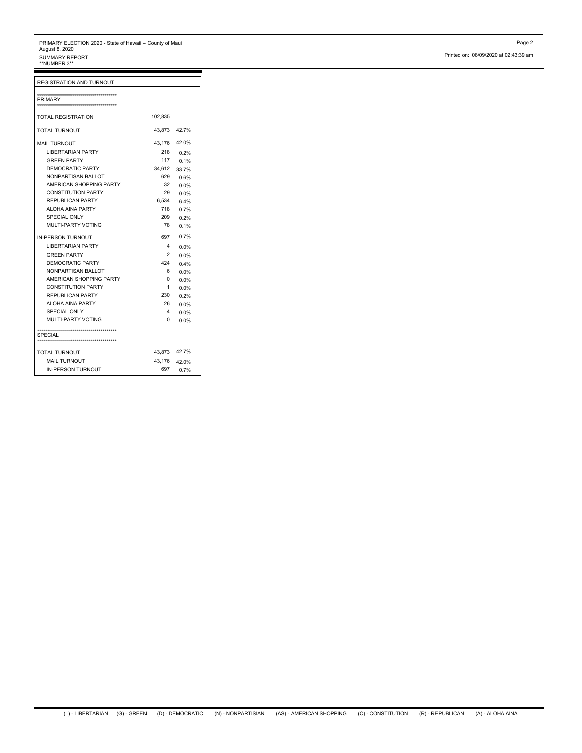PRIMARY ELECTION 2020 - State of Hawaii – County of Maui
August 8, 2020
SUMMARY REPORT
**NUMBER 3**

Printed on: 08/09/2020 at 02:43:39 am

## REGISTRATION AND TURNOUT

****************************************
PRIMARY
****************************************

| | | |
|---|---|---|
| TOTAL REGISTRATION | 102,835 | |
| TOTAL TURNOUT | 43,873 | 42.7% |
| MAIL TURNOUT | 43,176 | 42.0% |
| LIBERTARIAN PARTY | 218 | 0.2% |
| GREEN PARTY | 117 | 0.1% |
| DEMOCRATIC PARTY | 34,612 | 33.7% |
| NONPARTISAN BALLOT | 629 | 0.6% |
| AMERICAN SHOPPING PARTY | 32 | 0.0% |
| CONSTITUTION PARTY | 29 | 0.0% |
| REPUBLICAN PARTY | 6,534 | 6.4% |
| ALOHA AINA PARTY | 718 | 0.7% |
| SPECIAL ONLY | 209 | 0.2% |
| MULTI-PARTY VOTING | 78 | 0.1% |
| IN-PERSON TURNOUT | 697 | 0.7% |
| LIBERTARIAN PARTY | 4 | 0.0% |
| GREEN PARTY | 2 | 0.0% |
| DEMOCRATIC PARTY | 424 | 0.4% |
| NONPARTISAN BALLOT | 6 | 0.0% |
| AMERICAN SHOPPING PARTY | 0 | 0.0% |
| CONSTITUTION PARTY | 1 | 0.0% |
| REPUBLICAN PARTY | 230 | 0.2% |
| ALOHA AINA PARTY | 26 | 0.0% |
| SPECIAL ONLY | 4 | 0.0% |
| MULTI-PARTY VOTING | 0 | 0.0% |

****************************************
SPECIAL
****************************************

| | | |
|---|---|---|
| TOTAL TURNOUT | 43,873 | 42.7% |
| MAIL TURNOUT | 43,176 | 42.0% |
| IN-PERSON TURNOUT | 697 | 0.7% |

(L) - LIBERTARIAN (G) - GREEN (D) - DEMOCRATIC (N) - NONPARTISIAN (AS) - AMERICAN SHOPPING (C) - CONSTITUTION (R) - REPUBLICAN (A) - ALOHA AINA